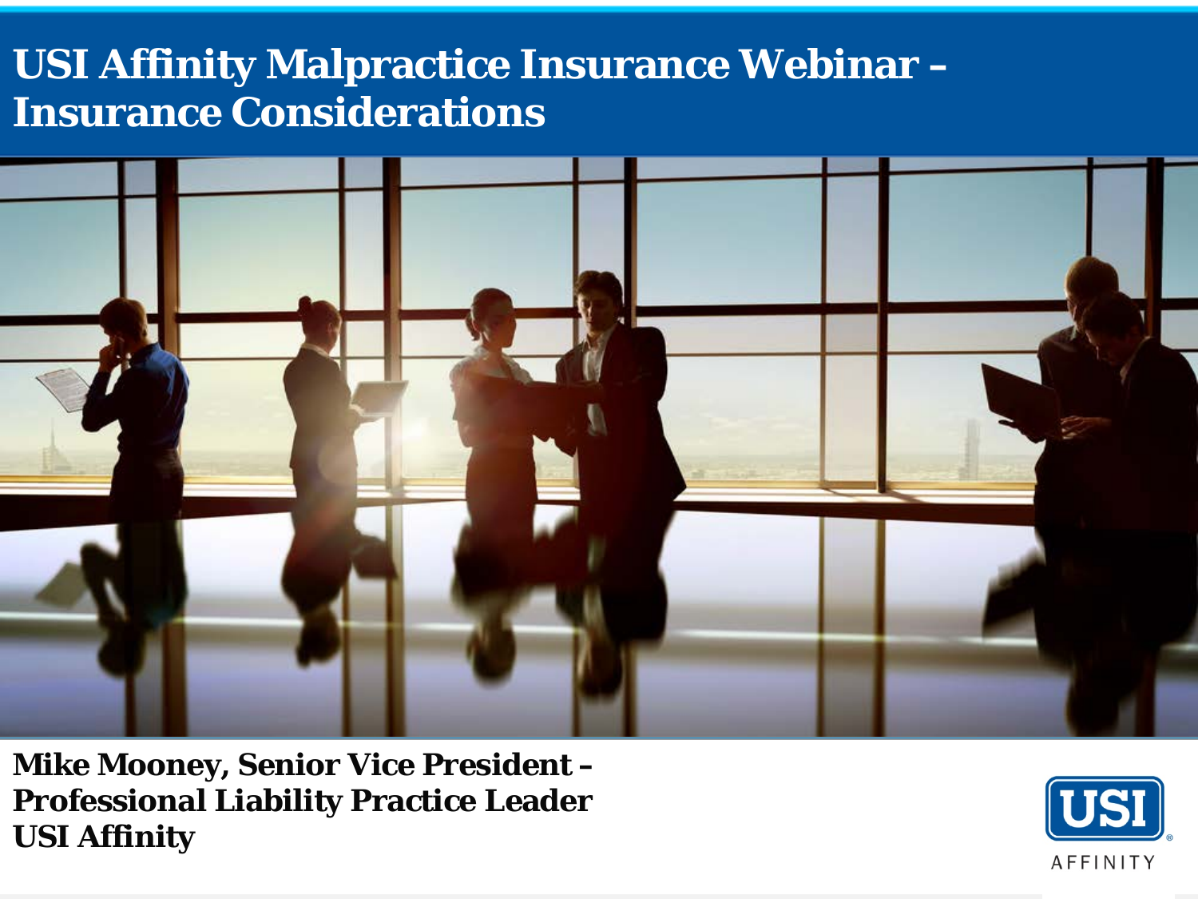# USI Affinity Malpractice Insurance Webinar – Insurance Considerations

**Mike Mooney, Senior Vice President – Professional Liability Practice Leader**
**USI Affinity**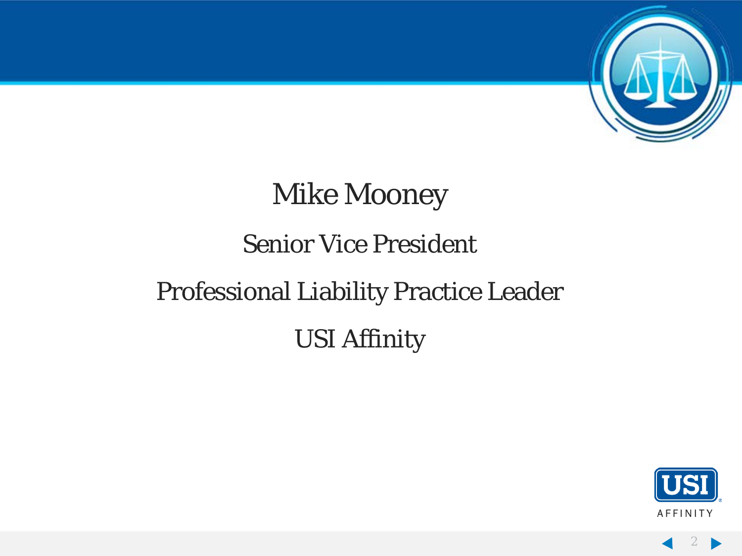Mike Mooney

Senior Vice President

Professional Liability Practice Leader

USI Affinity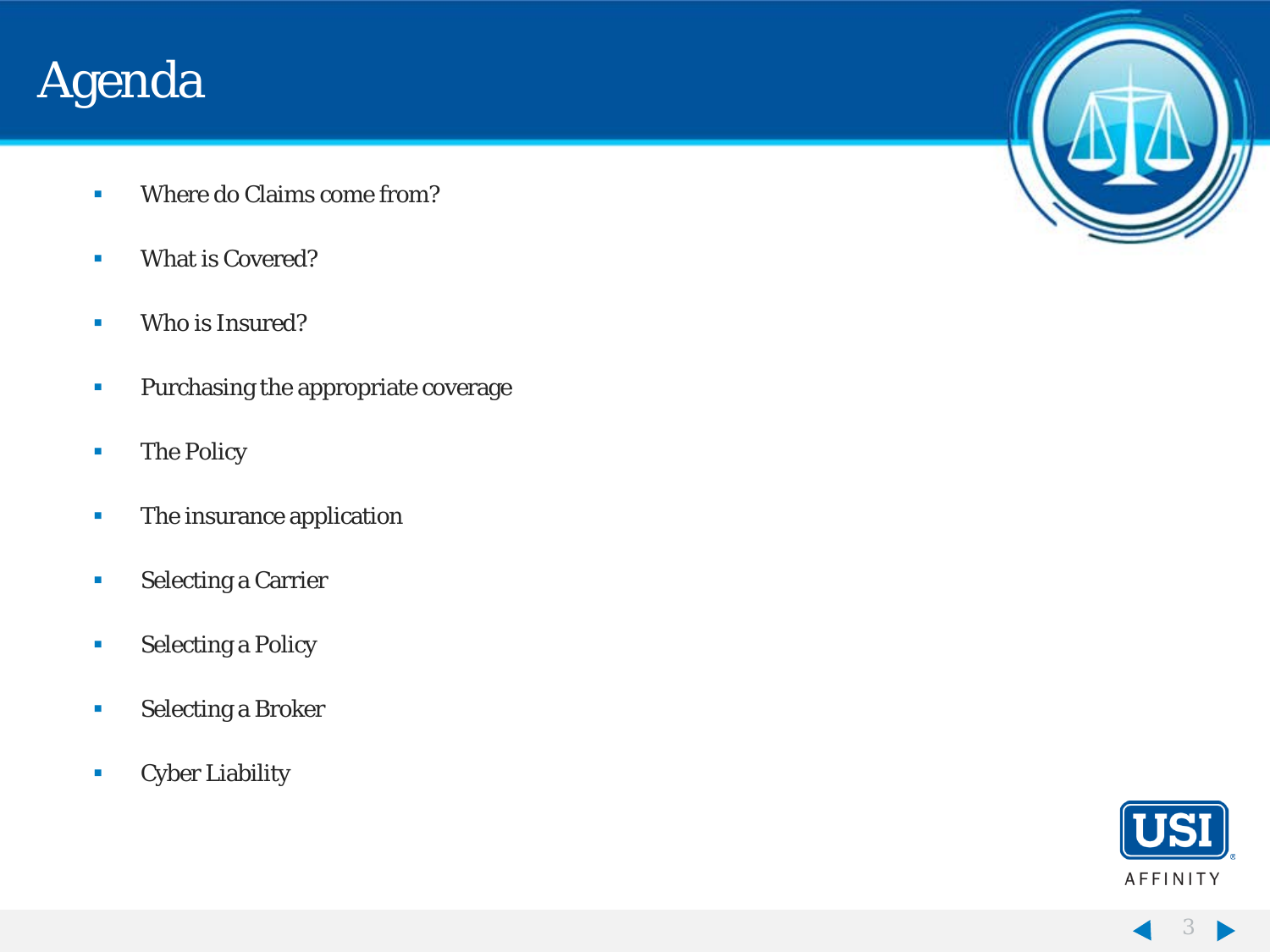# Agenda

- Where do Claims come from?
- What is Covered?
- Who is Insured?
- Purchasing the appropriate coverage
- The Policy
- The insurance application
- Selecting a Carrier
- Selecting a Policy
- Selecting a Broker
- Cyber Liability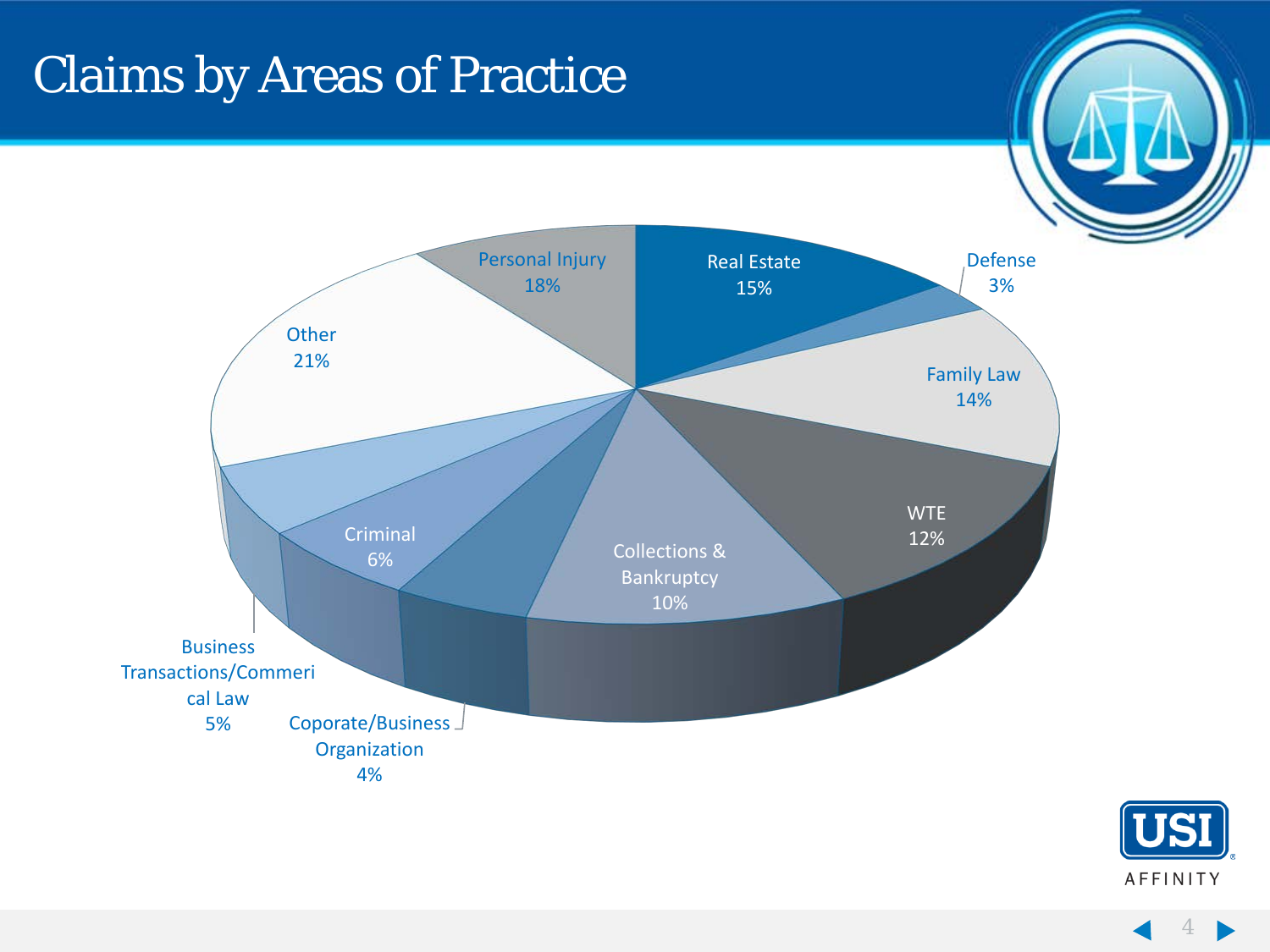# Claims by Areas of Practice

| Area of Practice | Percentage |
| --- | --- |
| Real Estate | 15% |
| Defense | 3% |
| Family Law | 14% |
| WTE | 12% |
| Collections & Bankruptcy | 10% |
| Coporate/Business Organization | 4% |
| Criminal | 6% |
| Business Transactions/Commerical Law | 5% |
| Other | 21% |
| Personal Injury | 18% |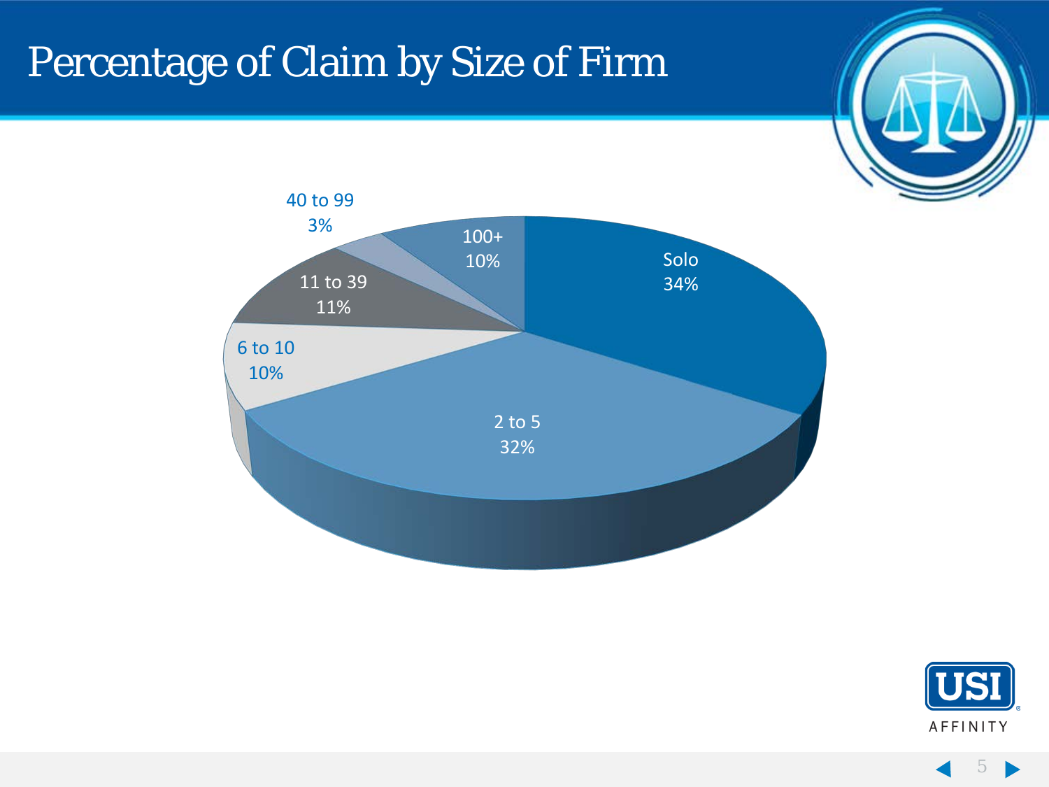# Percentage of Claim by Size of Firm

| Size of Firm | Percentage |
|---|---|
| Solo | 34% |
| 2 to 5 | 32% |
| 6 to 10 | 10% |
| 11 to 39 | 11% |
| 40 to 99 | 3% |
| 100+ | 10% |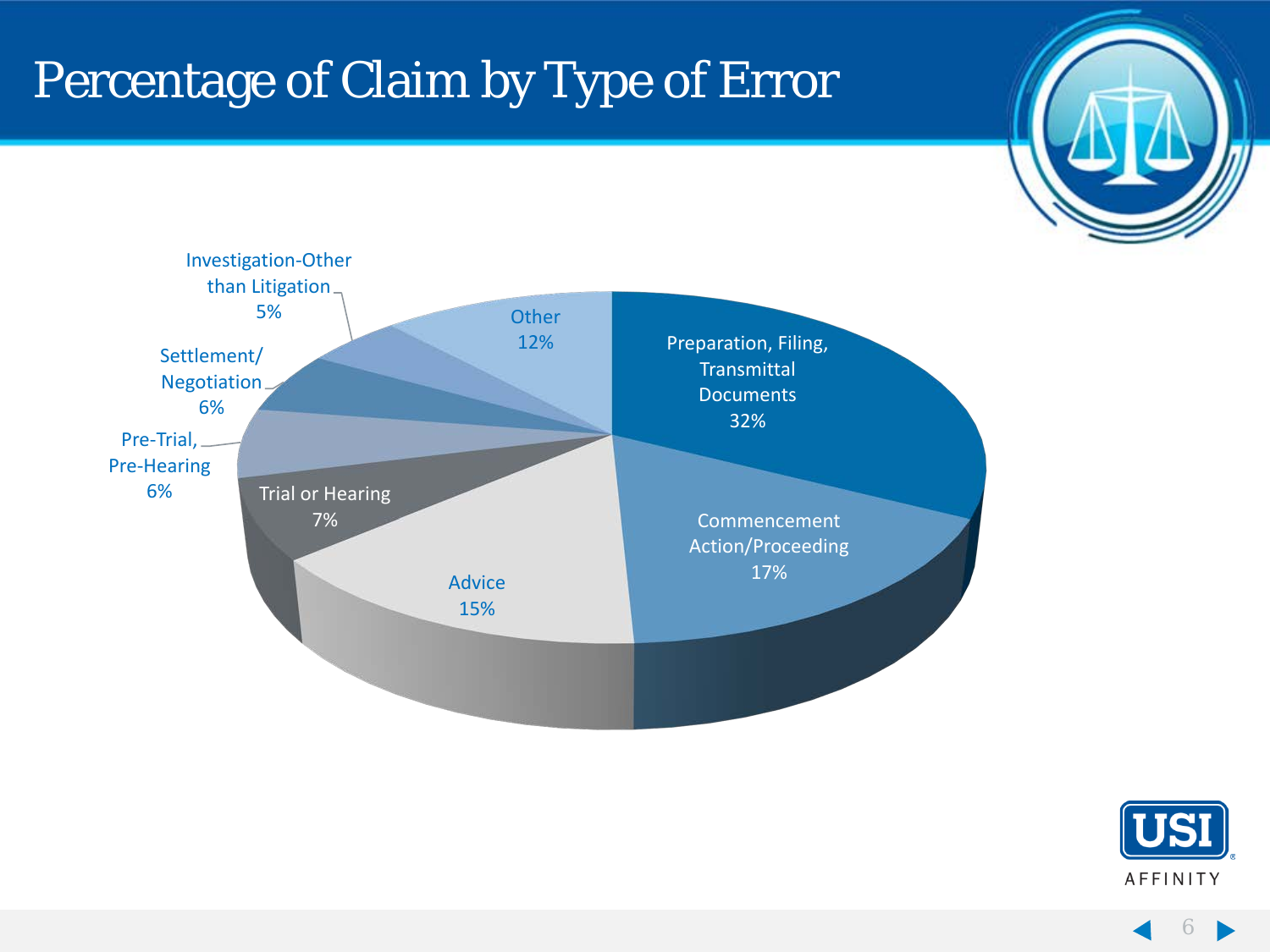# Percentage of Claim by Type of Error

| Type of Error | Percentage |
|---|---|
| Preparation, Filing, Transmittal Documents | 32% |
| Commencement Action/Proceeding | 17% |
| Advice | 15% |
| Trial or Hearing | 7% |
| Pre-Trial, Pre-Hearing | 6% |
| Settlement/ Negotiation | 6% |
| Investigation-Other than Litigation | 5% |
| Other | 12% |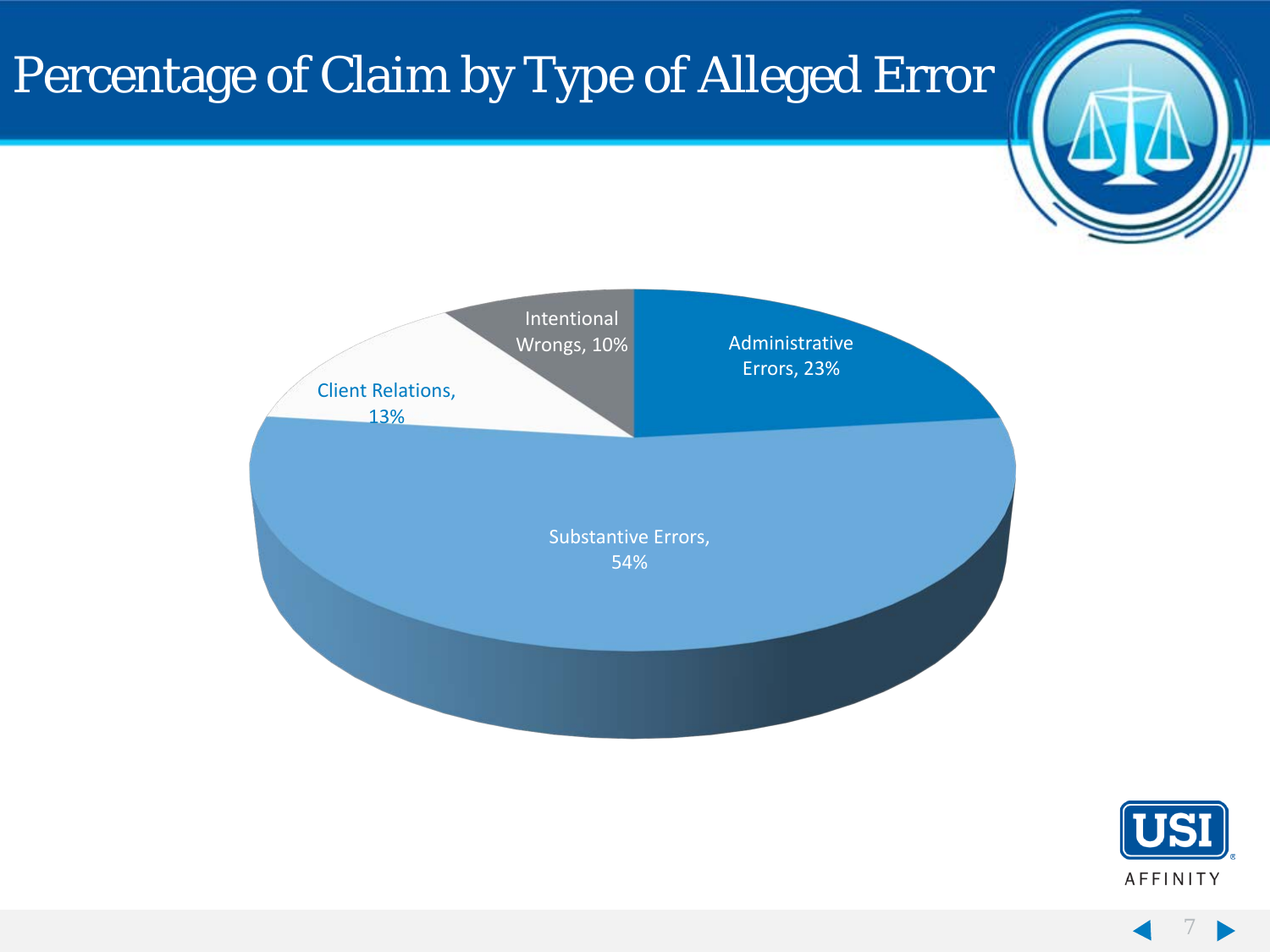# Percentage of Claim by Type of Alleged Error

Intentional Wrongs, 10%

Administrative Errors, 23%

Client Relations, 13%

Substantive Errors, 54%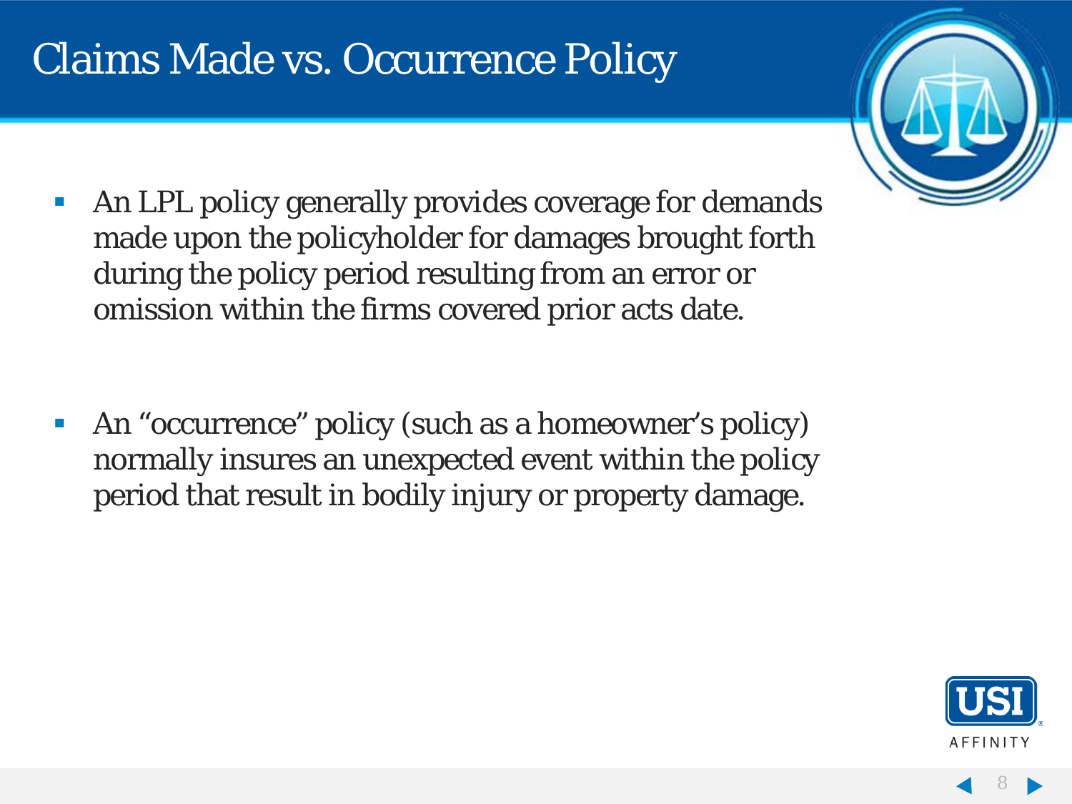# Claims Made vs. Occurrence Policy

- An LPL policy generally provides coverage for demands made upon the policyholder for damages brought forth during the policy period resulting from an error or omission within the firms covered prior acts date.

- An "occurrence" policy (such as a homeowner's policy) normally insures an unexpected event within the policy period that result in bodily injury or property damage.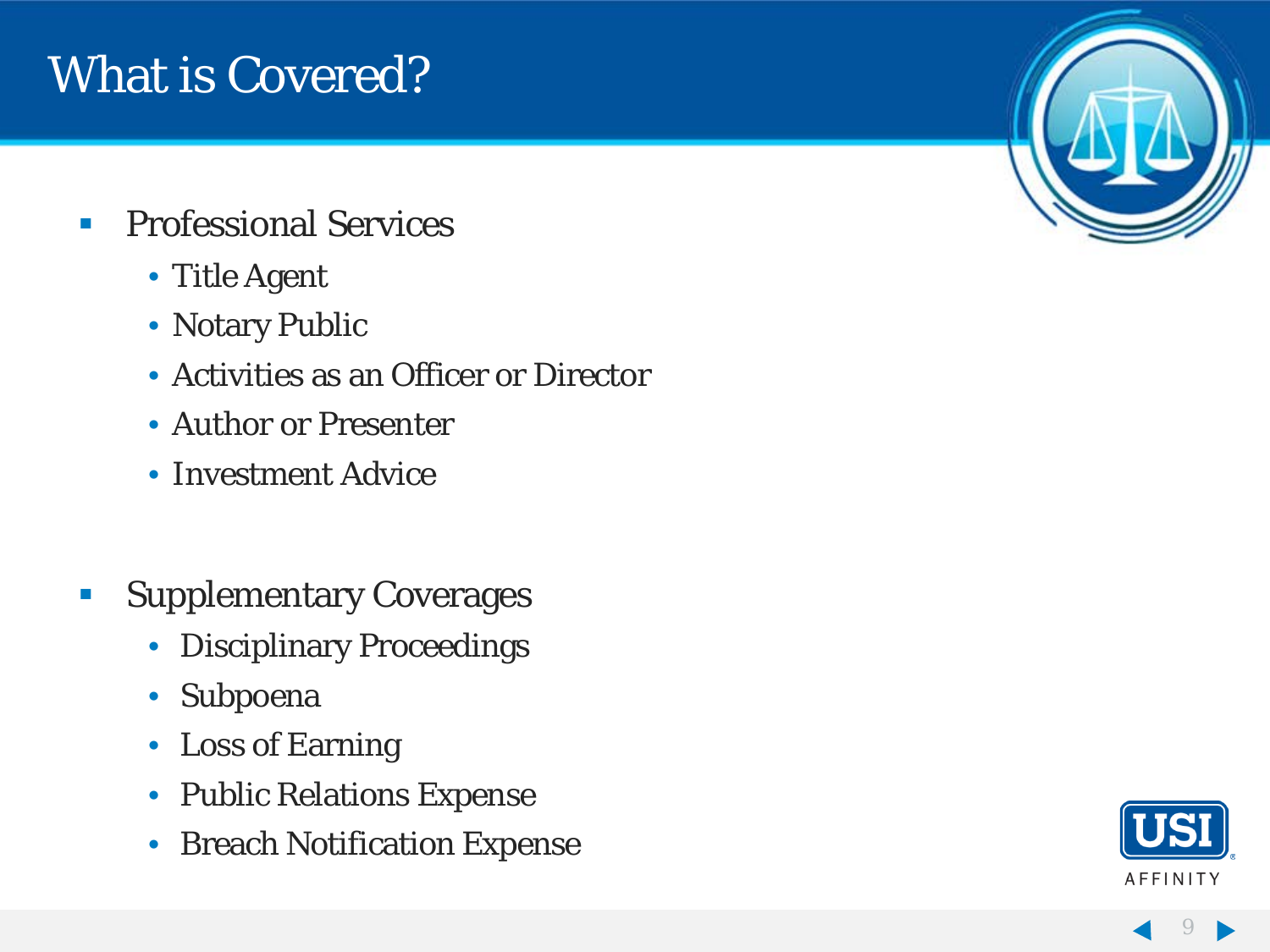# What is Covered?

- Professional Services
  - Title Agent
  - Notary Public
  - Activities as an Officer or Director
  - Author or Presenter
  - Investment Advice

- Supplementary Coverages
  - Disciplinary Proceedings
  - Subpoena
  - Loss of Earning
  - Public Relations Expense
  - Breach Notification Expense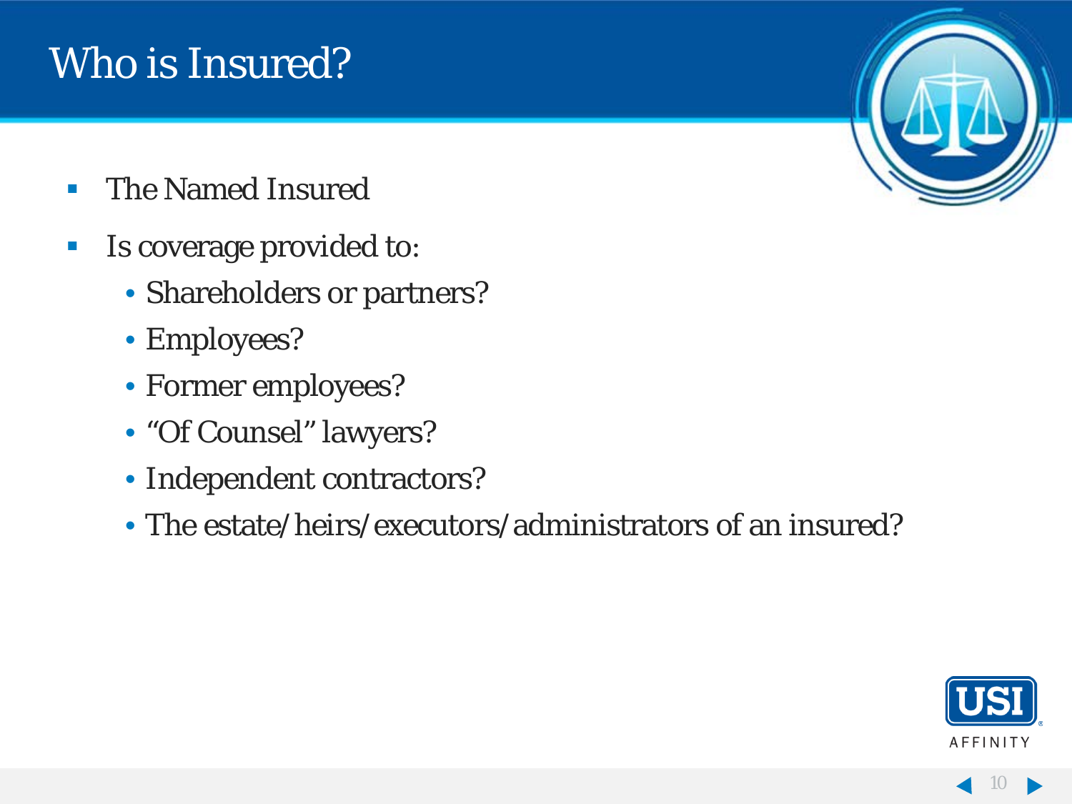# Who is Insured?

- The Named Insured
- Is coverage provided to:
  - Shareholders or partners?
  - Employees?
  - Former employees?
  - "Of Counsel" lawyers?
  - Independent contractors?
  - The estate/heirs/executors/administrators of an insured?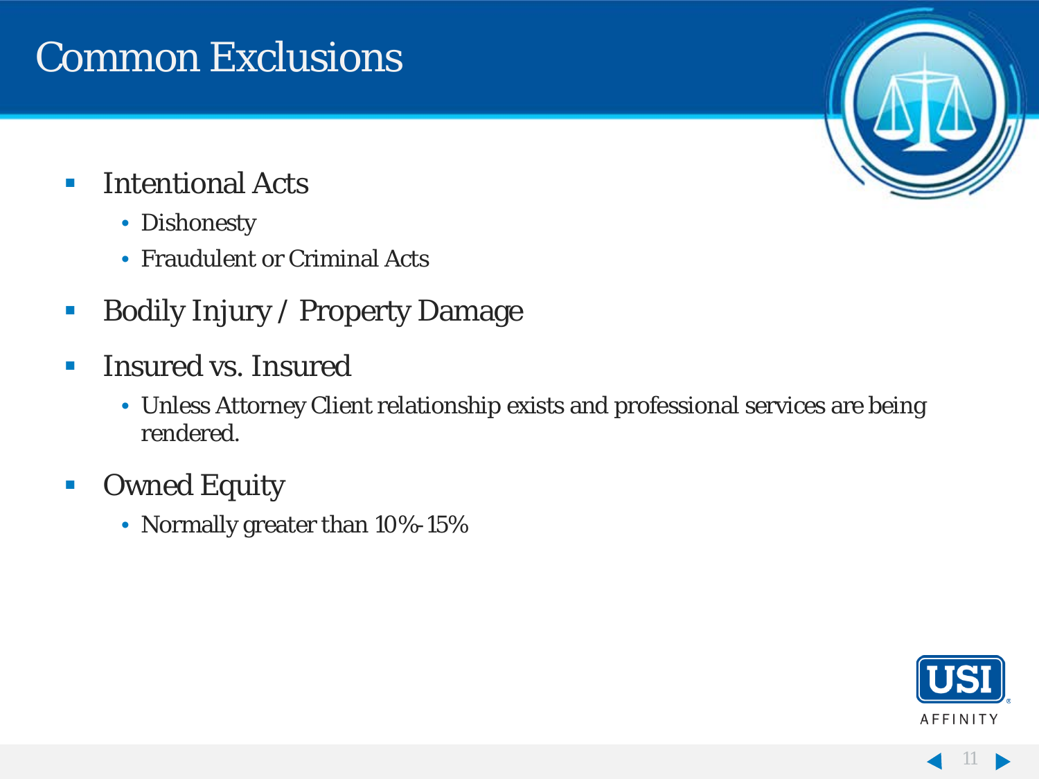# Common Exclusions

- Intentional Acts
  - Dishonesty
  - Fraudulent or Criminal Acts
- Bodily Injury / Property Damage
- Insured vs. Insured
  - Unless Attorney Client relationship exists and professional services are being rendered.
- Owned Equity
  - Normally greater than 10%-15%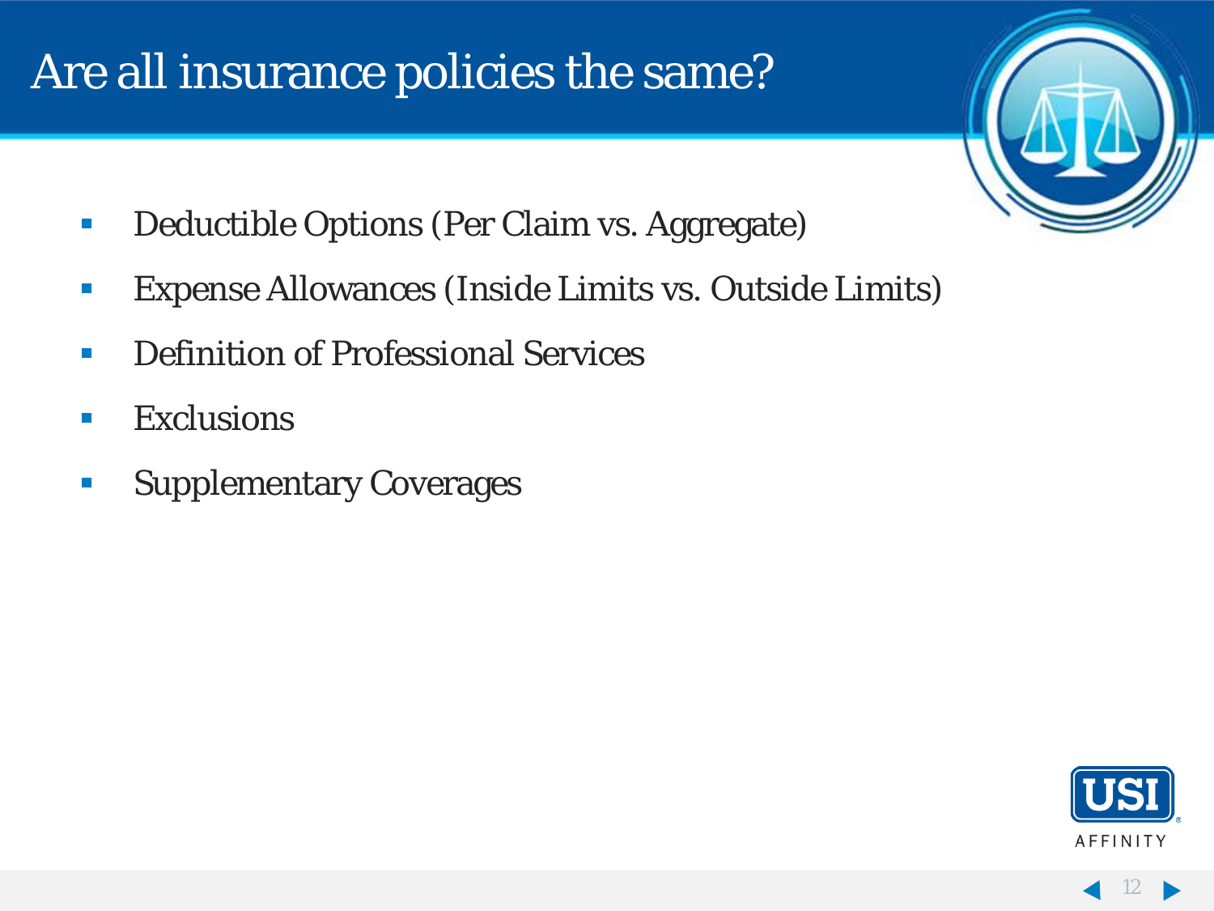# Are all insurance policies the same?

- Deductible Options (Per Claim vs. Aggregate)
- Expense Allowances (Inside Limits vs. Outside Limits)
- Definition of Professional Services
- Exclusions
- Supplementary Coverages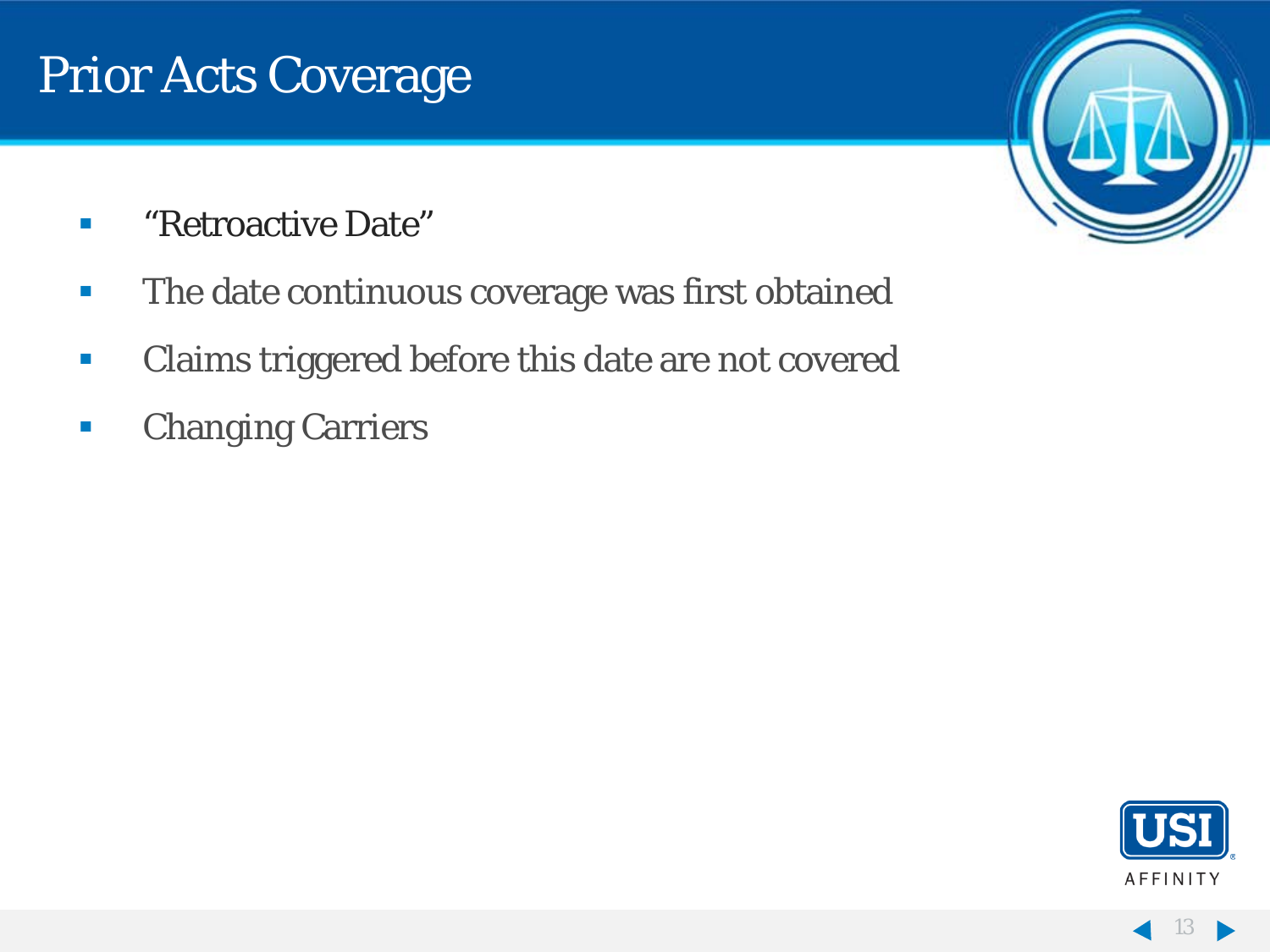# Prior Acts Coverage

- "Retroactive Date"
- The date continuous coverage was first obtained
- Claims triggered before this date are not covered
- Changing Carriers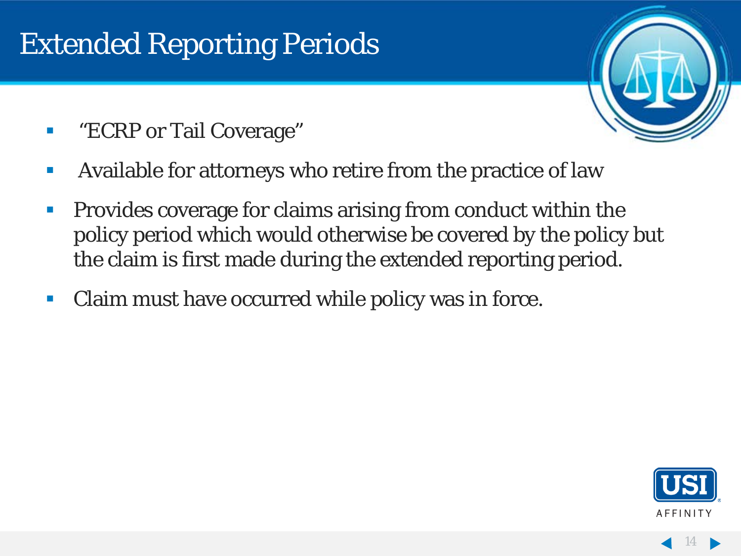# Extended Reporting Periods

- "ECRP or Tail Coverage"
- Available for attorneys who retire from the practice of law
- Provides coverage for claims arising from conduct within the policy period which would otherwise be covered by the policy but the claim is first made during the extended reporting period.
- Claim must have occurred while policy was in force.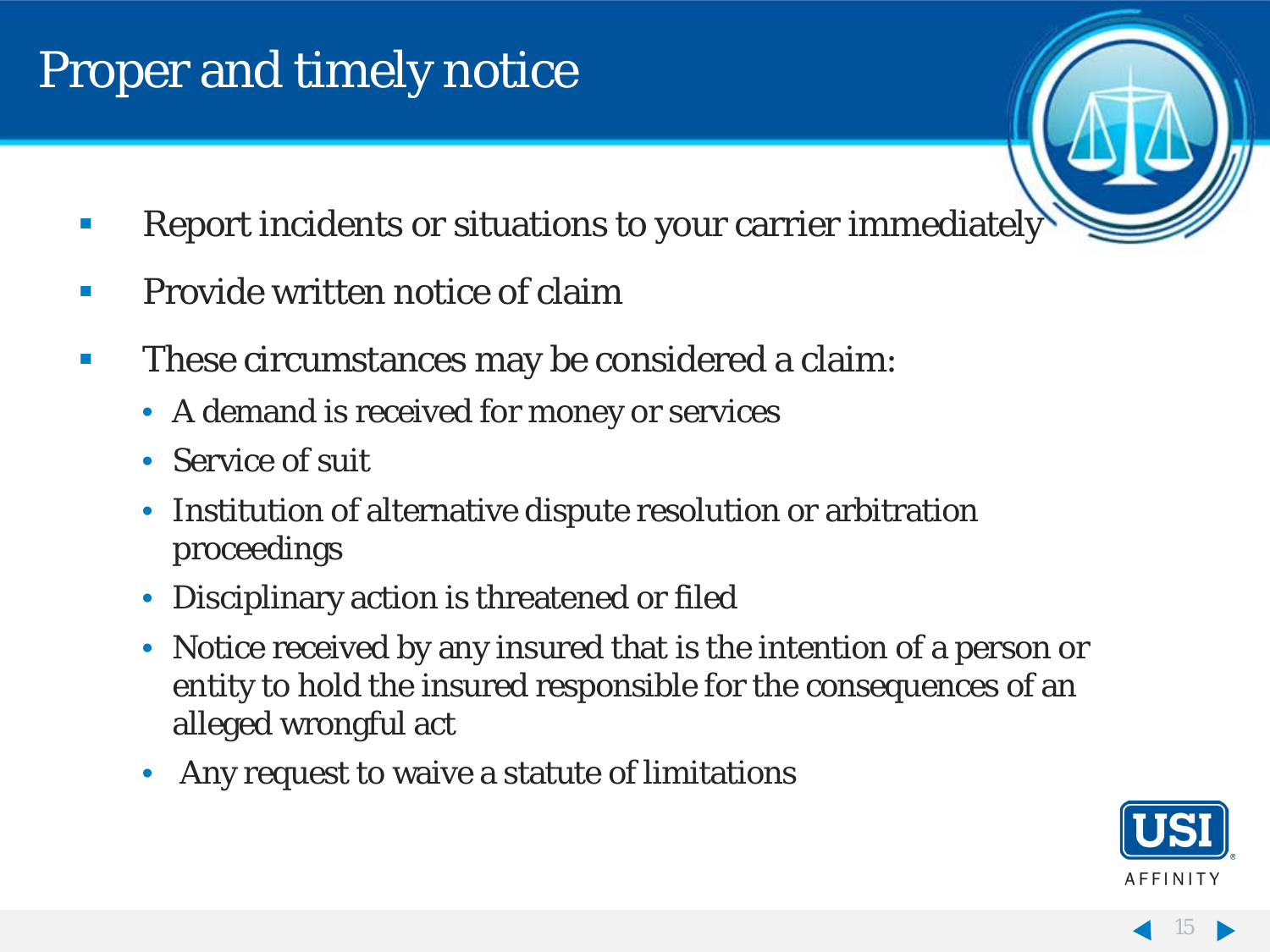# Proper and timely notice

- Report incidents or situations to your carrier immediately
- Provide written notice of claim
- These circumstances may be considered a claim:
  - A demand is received for money or services
  - Service of suit
  - Institution of alternative dispute resolution or arbitration proceedings
  - Disciplinary action is threatened or filed
  - Notice received by any insured that is the intention of a person or entity to hold the insured responsible for the consequences of an alleged wrongful act
  - Any request to waive a statute of limitations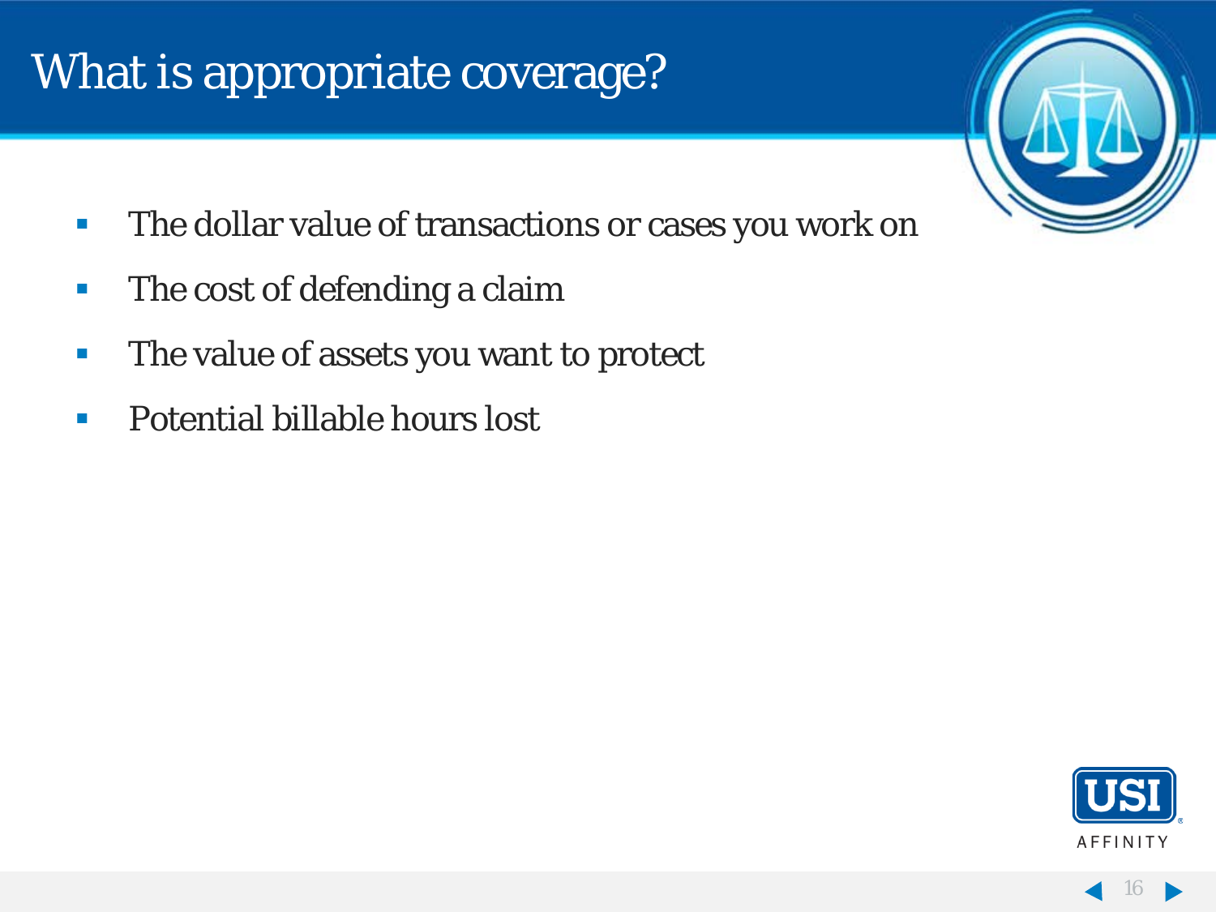# What is appropriate coverage?

- The dollar value of transactions or cases you work on
- The cost of defending a claim
- The value of assets you want to protect
- Potential billable hours lost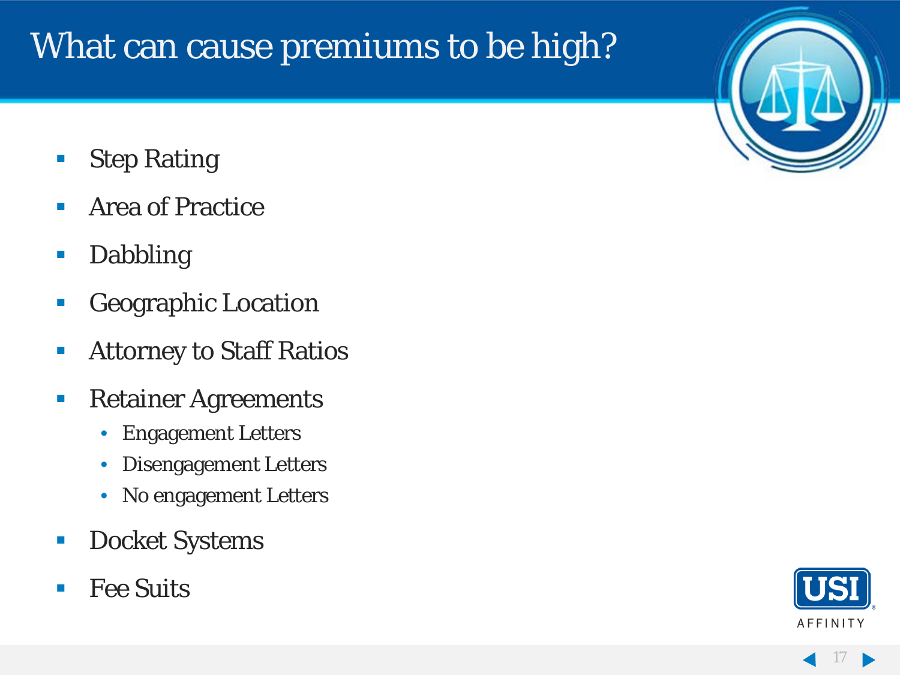# What can cause premiums to be high?

- Step Rating
- Area of Practice
- Dabbling
- Geographic Location
- Attorney to Staff Ratios
- Retainer Agreements
  - Engagement Letters
  - Disengagement Letters
  - No engagement Letters
- Docket Systems
- Fee Suits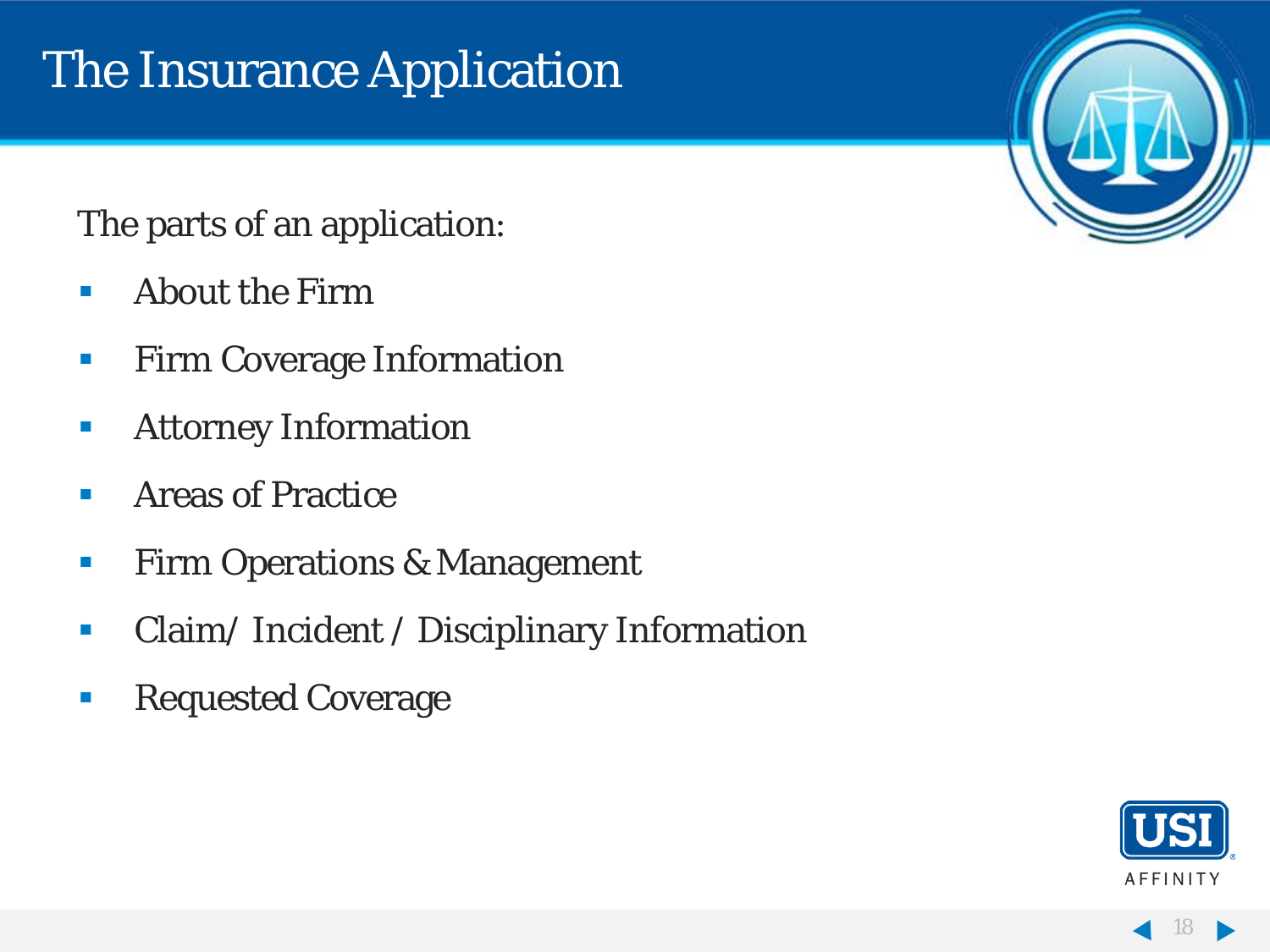# The Insurance Application

The parts of an application:

- About the Firm
- Firm Coverage Information
- Attorney Information
- Areas of Practice
- Firm Operations & Management
- Claim/ Incident / Disciplinary Information
- Requested Coverage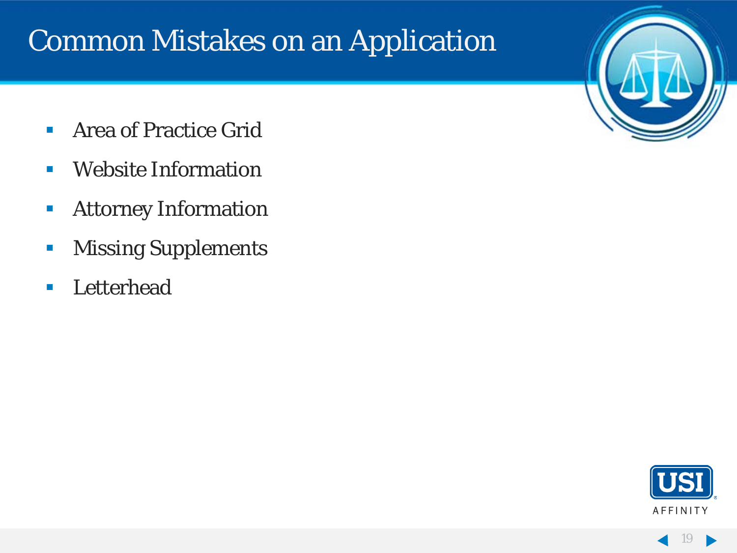# Common Mistakes on an Application

- Area of Practice Grid
- Website Information
- Attorney Information
- Missing Supplements
- Letterhead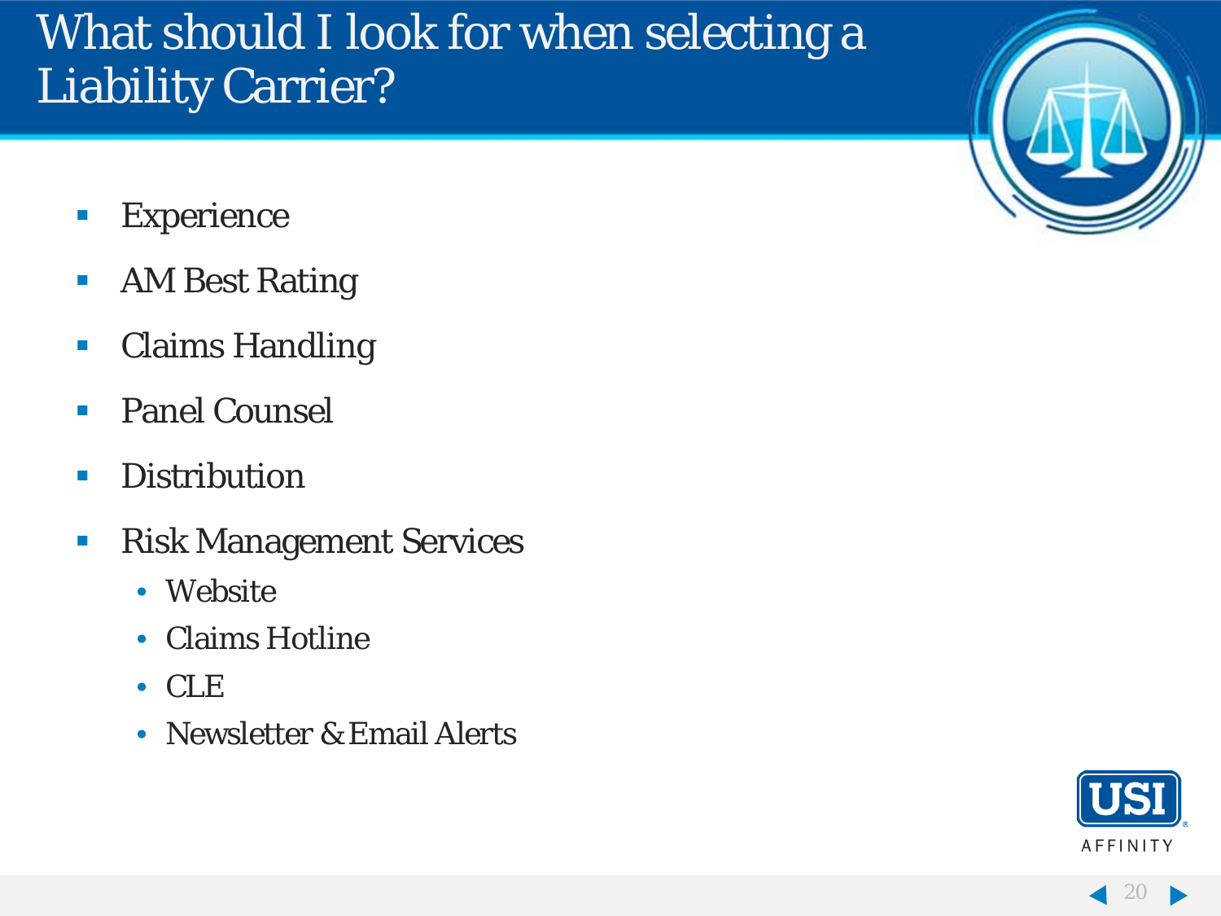# What should I look for when selecting a Liability Carrier?

- Experience
- AM Best Rating
- Claims Handling
- Panel Counsel
- Distribution
- Risk Management Services
  - Website
  - Claims Hotline
  - CLE
  - Newsletter & Email Alerts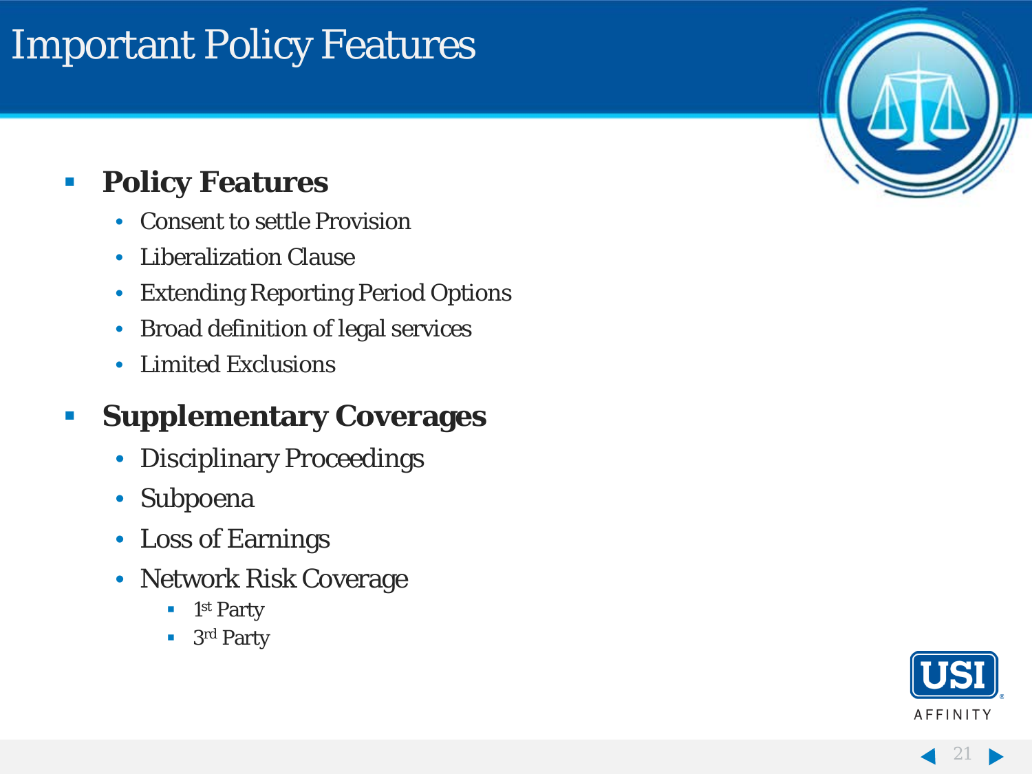# Important Policy Features

- **Policy Features**
  - Consent to settle Provision
  - Liberalization Clause
  - Extending Reporting Period Options
  - Broad definition of legal services
  - Limited Exclusions
- **Supplementary Coverages**
  - Disciplinary Proceedings
  - Subpoena
  - Loss of Earnings
  - Network Risk Coverage
    - 1st Party
    - 3rd Party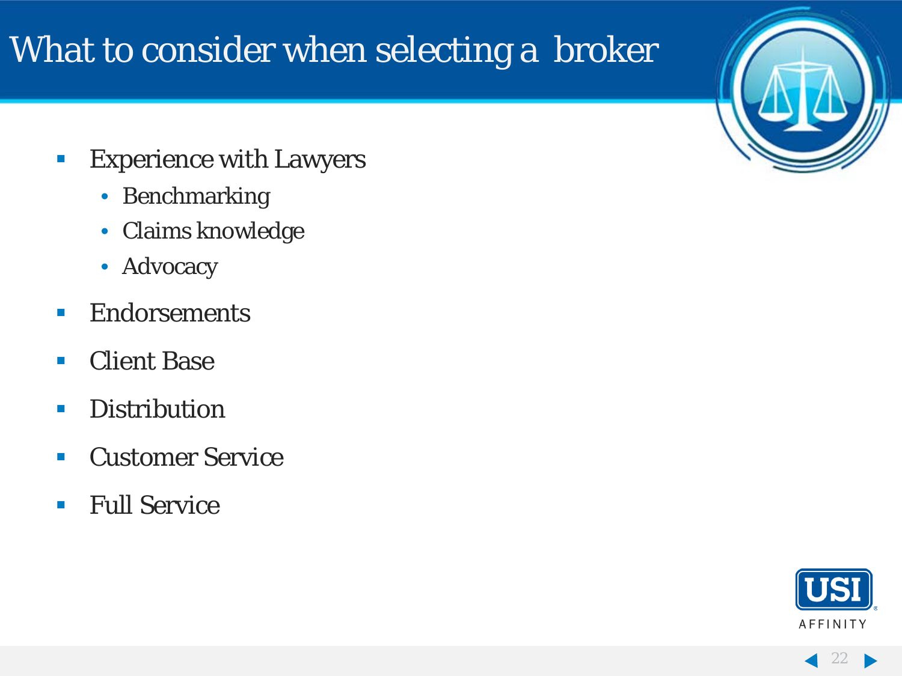# What to consider when selecting a broker

- Experience with Lawyers
  - Benchmarking
  - Claims knowledge
  - Advocacy
- Endorsements
- Client Base
- Distribution
- Customer Service
- Full Service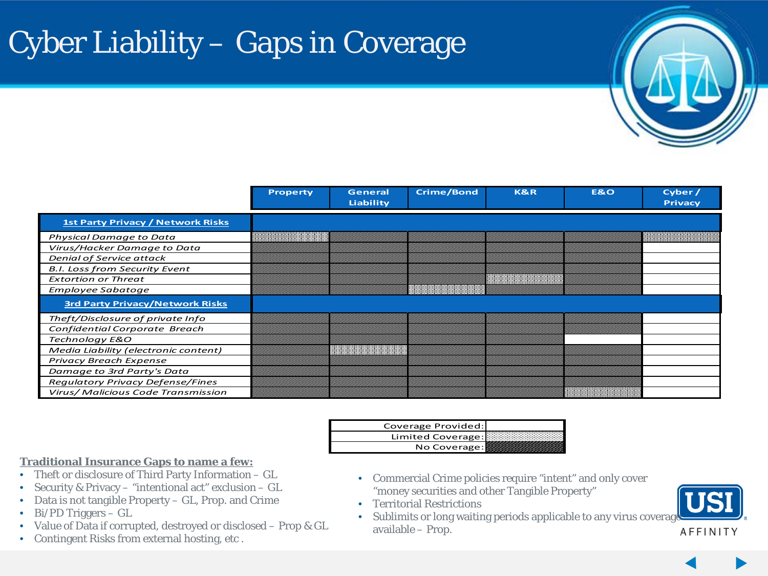# Cyber Liability – Gaps in Coverage

| | Property | General Liability | Crime/Bond | K&R | E&O | Cyber / Privacy |
|---|---|---|---|---|---|---|
| **1st Party Privacy / Network Risks** | | | | | | |
| *Physical Damage to Data* | Limited Coverage | No Coverage | No Coverage | No Coverage | No Coverage | Limited Coverage |
| *Virus/Hacker Damage to Data* | No Coverage | No Coverage | No Coverage | No Coverage | No Coverage | Coverage Provided |
| *Denial of Service attack* | No Coverage | No Coverage | No Coverage | No Coverage | No Coverage | Coverage Provided |
| *B.I. Loss from Security Event* | No Coverage | No Coverage | No Coverage | No Coverage | No Coverage | Coverage Provided |
| *Extortion or Threat* | No Coverage | No Coverage | No Coverage | Limited Coverage | No Coverage | Coverage Provided |
| *Employee Sabatoge* | No Coverage | No Coverage | Limited Coverage | No Coverage | No Coverage | Coverage Provided |
| **3rd Party Privacy/Network Risks** | | | | | | |
| *Theft/Disclosure of private Info* | No Coverage | No Coverage | No Coverage | No Coverage | No Coverage | Coverage Provided |
| *Confidential Corporate Breach* | No Coverage | No Coverage | No Coverage | No Coverage | No Coverage | Coverage Provided |
| *Technology E&O* | No Coverage | No Coverage | No Coverage | No Coverage | Coverage Provided | Coverage Provided |
| *Media Liability (electronic content)* | No Coverage | Limited Coverage | No Coverage | No Coverage | No Coverage | Coverage Provided |
| *Privacy Breach Expense* | No Coverage | No Coverage | No Coverage | No Coverage | No Coverage | Coverage Provided |
| *Damage to 3rd Party's Data* | No Coverage | No Coverage | No Coverage | No Coverage | No Coverage | Coverage Provided |
| *Regulatory Privacy Defense/Fines* | No Coverage | No Coverage | No Coverage | No Coverage | No Coverage | Coverage Provided |
| *Virus/ Malicious Code Transmission* | No Coverage | No Coverage | No Coverage | No Coverage | Limited Coverage | Coverage Provided |

| Legend | |
|---|---|
| Coverage Provided: | (blank) |
| Limited Coverage: | (dotted) |
| No Coverage: | (hatched) |

**Traditional Insurance Gaps to name a few:**

- Theft or disclosure of Third Party Information – GL
- Security & Privacy – "intentional act" exclusion – GL
- Data is not tangible Property – GL, Prop. and Crime
- Bi/PD Triggers – GL
- Value of Data if corrupted, destroyed or disclosed – Prop & GL
- Contingent Risks from external hosting, etc .
- Commercial Crime policies require "intent" and only cover "money securities and other Tangible Property"
- Territorial Restrictions
- Sublimits or long waiting periods applicable to any virus coverage available – Prop.

USI AFFINITY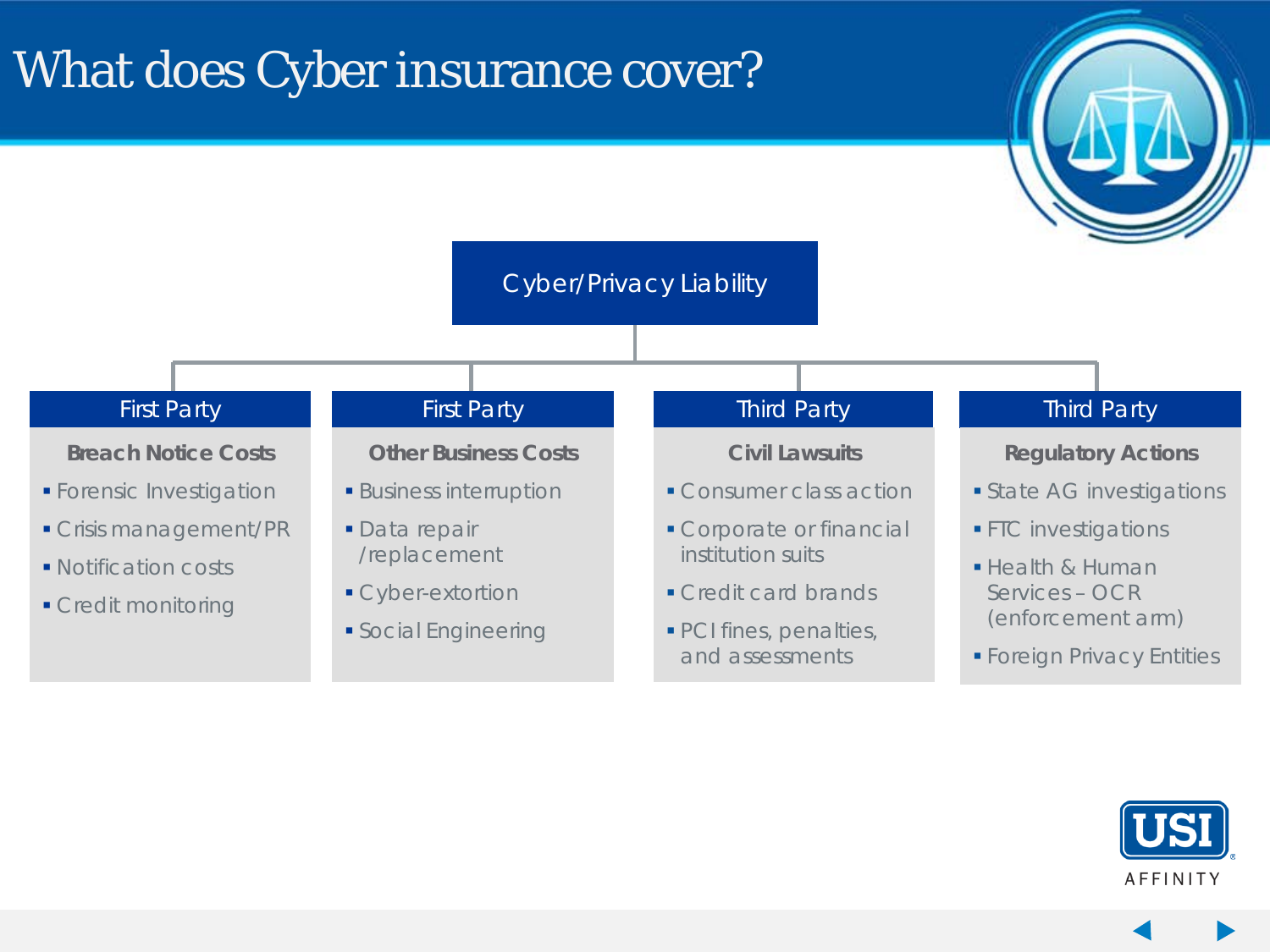# What does Cyber insurance cover?

## Cyber/Privacy Liability

### First Party

**Breach Notice Costs**

- Forensic Investigation
- Crisis management/PR
- Notification costs
- Credit monitoring

### First Party

**Other Business Costs**

- Business interruption
- Data repair /replacement
- Cyber-extortion
- Social Engineering

### Third Party

**Civil Lawsuits**

- Consumer class action
- Corporate or financial institution suits
- Credit card brands
- PCI fines, penalties, and assessments

### Third Party

**Regulatory Actions**

- State AG investigations
- FTC investigations
- Health & Human Services – OCR (enforcement arm)
- Foreign Privacy Entities

USI AFFINITY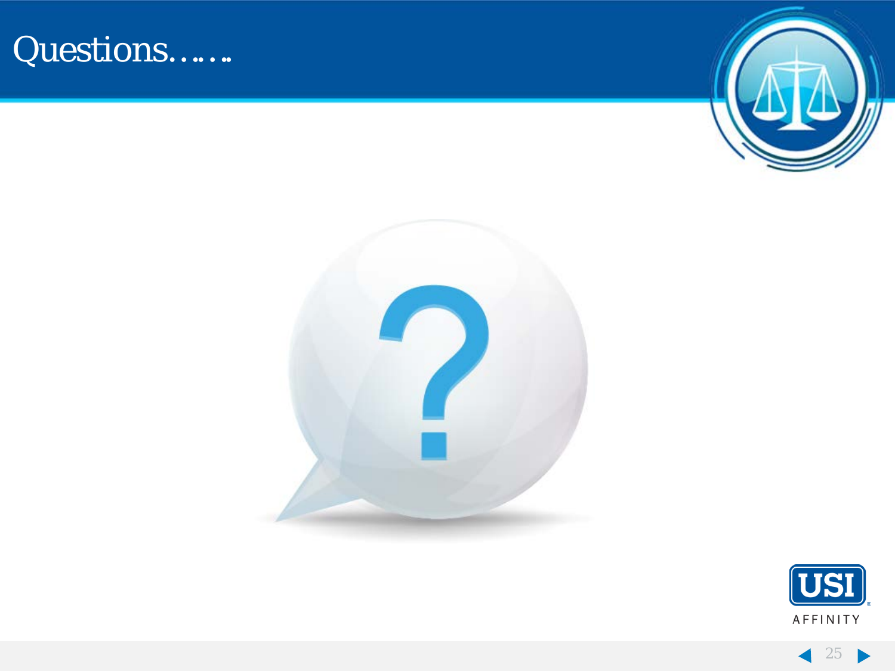# Questions……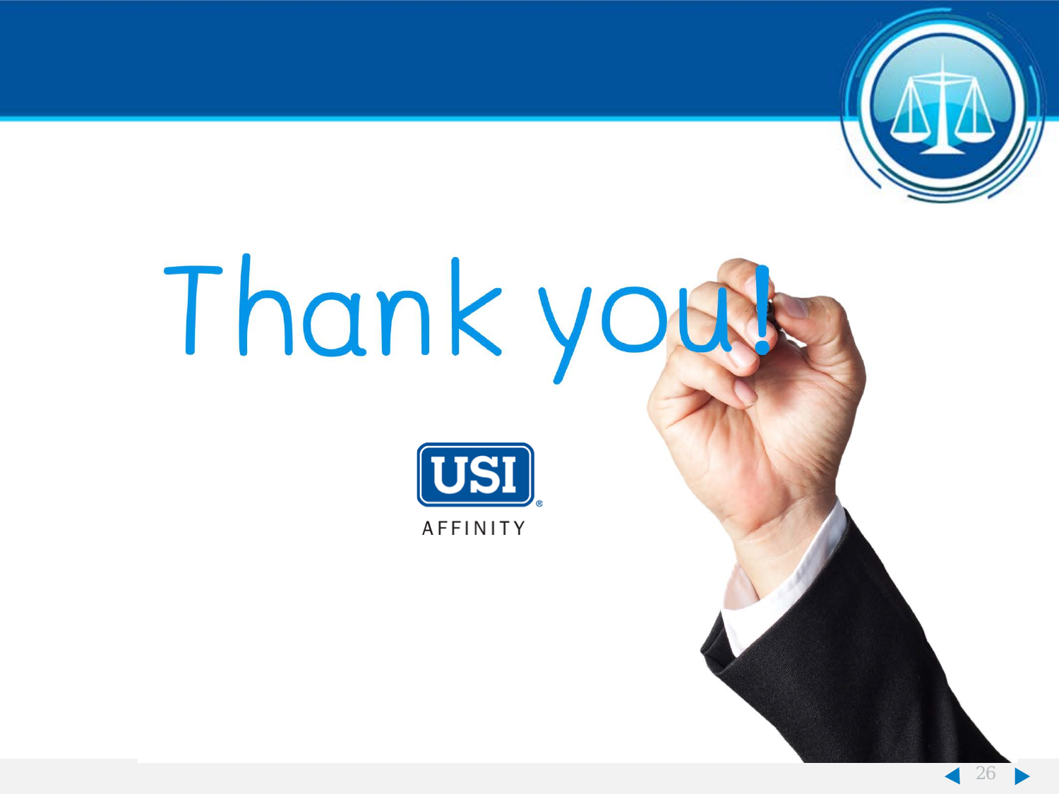# Thank you!

USI

AFFINITY